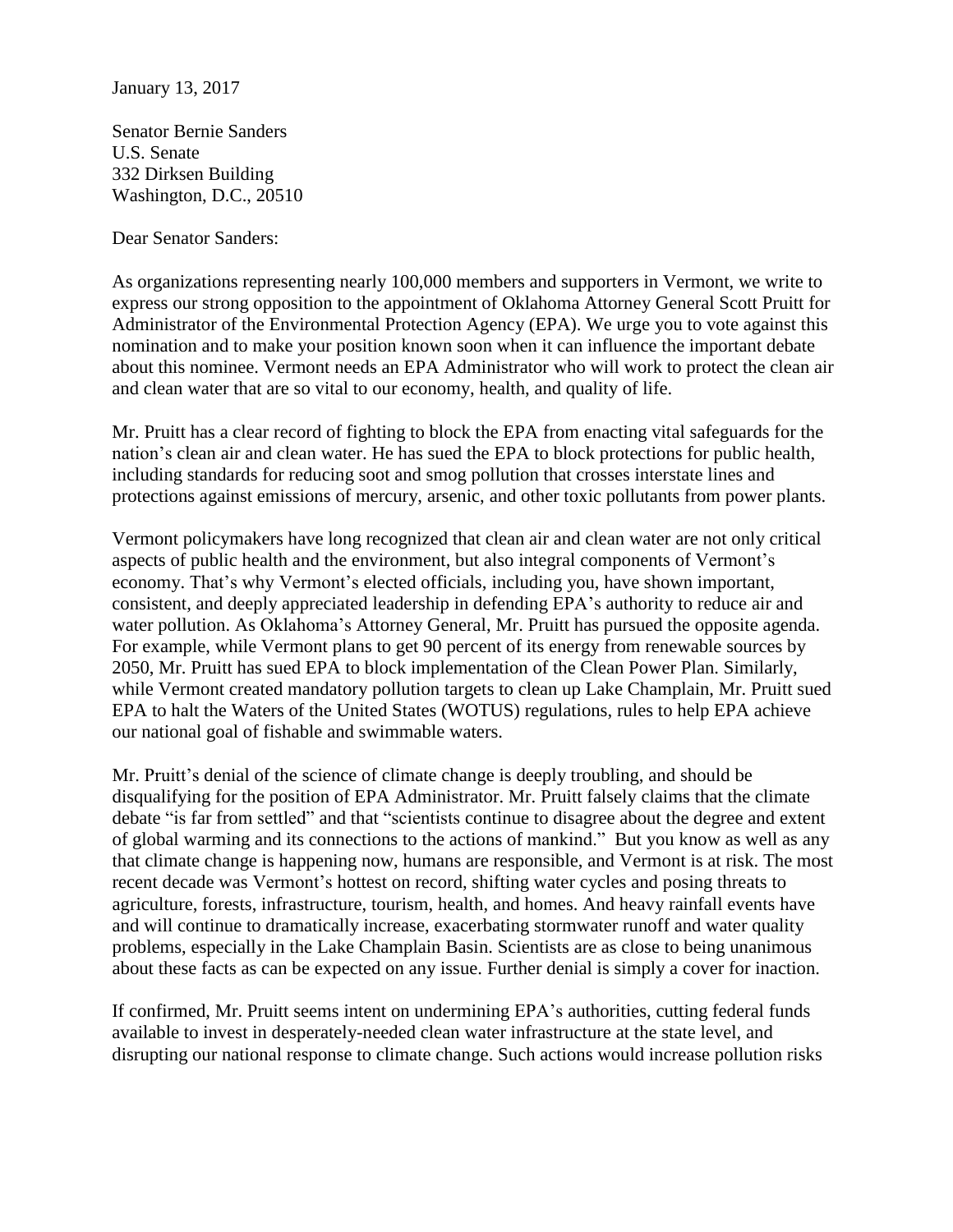January 13, 2017

Senator Bernie Sanders
U.S. Senate
332 Dirksen Building
Washington, D.C., 20510

Dear Senator Sanders:

As organizations representing nearly 100,000 members and supporters in Vermont, we write to express our strong opposition to the appointment of Oklahoma Attorney General Scott Pruitt for Administrator of the Environmental Protection Agency (EPA). We urge you to vote against this nomination and to make your position known soon when it can influence the important debate about this nominee. Vermont needs an EPA Administrator who will work to protect the clean air and clean water that are so vital to our economy, health, and quality of life.

Mr. Pruitt has a clear record of fighting to block the EPA from enacting vital safeguards for the nation's clean air and clean water. He has sued the EPA to block protections for public health, including standards for reducing soot and smog pollution that crosses interstate lines and protections against emissions of mercury, arsenic, and other toxic pollutants from power plants.

Vermont policymakers have long recognized that clean air and clean water are not only critical aspects of public health and the environment, but also integral components of Vermont's economy. That's why Vermont's elected officials, including you, have shown important, consistent, and deeply appreciated leadership in defending EPA's authority to reduce air and water pollution. As Oklahoma's Attorney General, Mr. Pruitt has pursued the opposite agenda. For example, while Vermont plans to get 90 percent of its energy from renewable sources by 2050, Mr. Pruitt has sued EPA to block implementation of the Clean Power Plan. Similarly, while Vermont created mandatory pollution targets to clean up Lake Champlain, Mr. Pruitt sued EPA to halt the Waters of the United States (WOTUS) regulations, rules to help EPA achieve our national goal of fishable and swimmable waters.

Mr. Pruitt's denial of the science of climate change is deeply troubling, and should be disqualifying for the position of EPA Administrator. Mr. Pruitt falsely claims that the climate debate "is far from settled" and that "scientists continue to disagree about the degree and extent of global warming and its connections to the actions of mankind." But you know as well as any that climate change is happening now, humans are responsible, and Vermont is at risk. The most recent decade was Vermont's hottest on record, shifting water cycles and posing threats to agriculture, forests, infrastructure, tourism, health, and homes. And heavy rainfall events have and will continue to dramatically increase, exacerbating stormwater runoff and water quality problems, especially in the Lake Champlain Basin. Scientists are as close to being unanimous about these facts as can be expected on any issue. Further denial is simply a cover for inaction.

If confirmed, Mr. Pruitt seems intent on undermining EPA's authorities, cutting federal funds available to invest in desperately-needed clean water infrastructure at the state level, and disrupting our national response to climate change. Such actions would increase pollution risks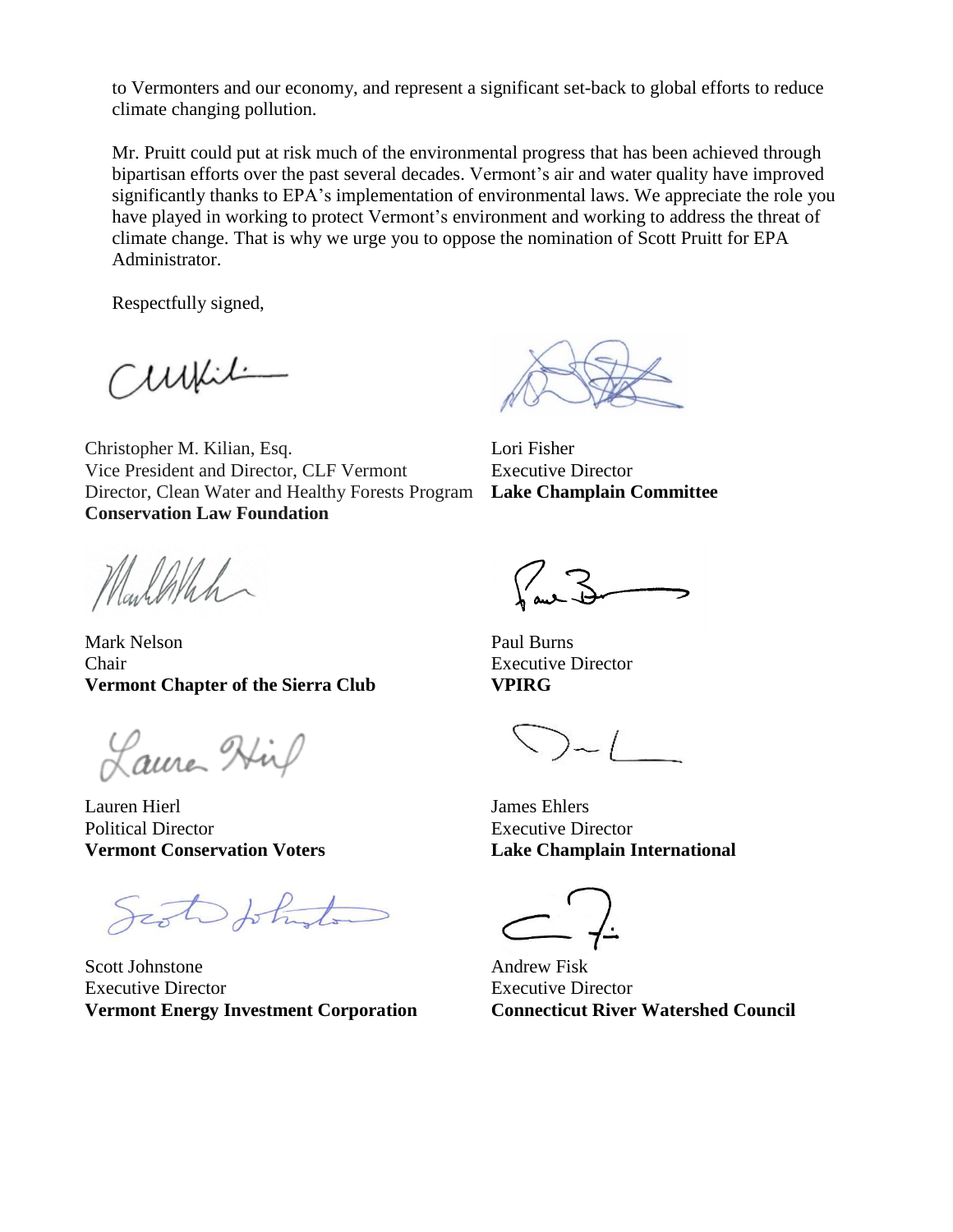to Vermonters and our economy, and represent a significant set-back to global efforts to reduce climate changing pollution.

Mr. Pruitt could put at risk much of the environmental progress that has been achieved through bipartisan efforts over the past several decades. Vermont's air and water quality have improved significantly thanks to EPA's implementation of environmental laws. We appreciate the role you have played in working to protect Vermont's environment and working to address the threat of climate change. That is why we urge you to oppose the nomination of Scott Pruitt for EPA Administrator.

Respectfully signed,

Christopher M. Kilian, Esq.
Vice President and Director, CLF Vermont
Director, Clean Water and Healthy Forests Program
**Conservation Law Foundation**

Lori Fisher
Executive Director
**Lake Champlain Committee**

Mark Nelson
Chair
**Vermont Chapter of the Sierra Club**

Paul Burns
Executive Director
**VPIRG**

Lauren Hierl
Political Director
**Vermont Conservation Voters**

James Ehlers
Executive Director
**Lake Champlain International**

Scott Johnstone
Executive Director
**Vermont Energy Investment Corporation**

Andrew Fisk
Executive Director
**Connecticut River Watershed Council**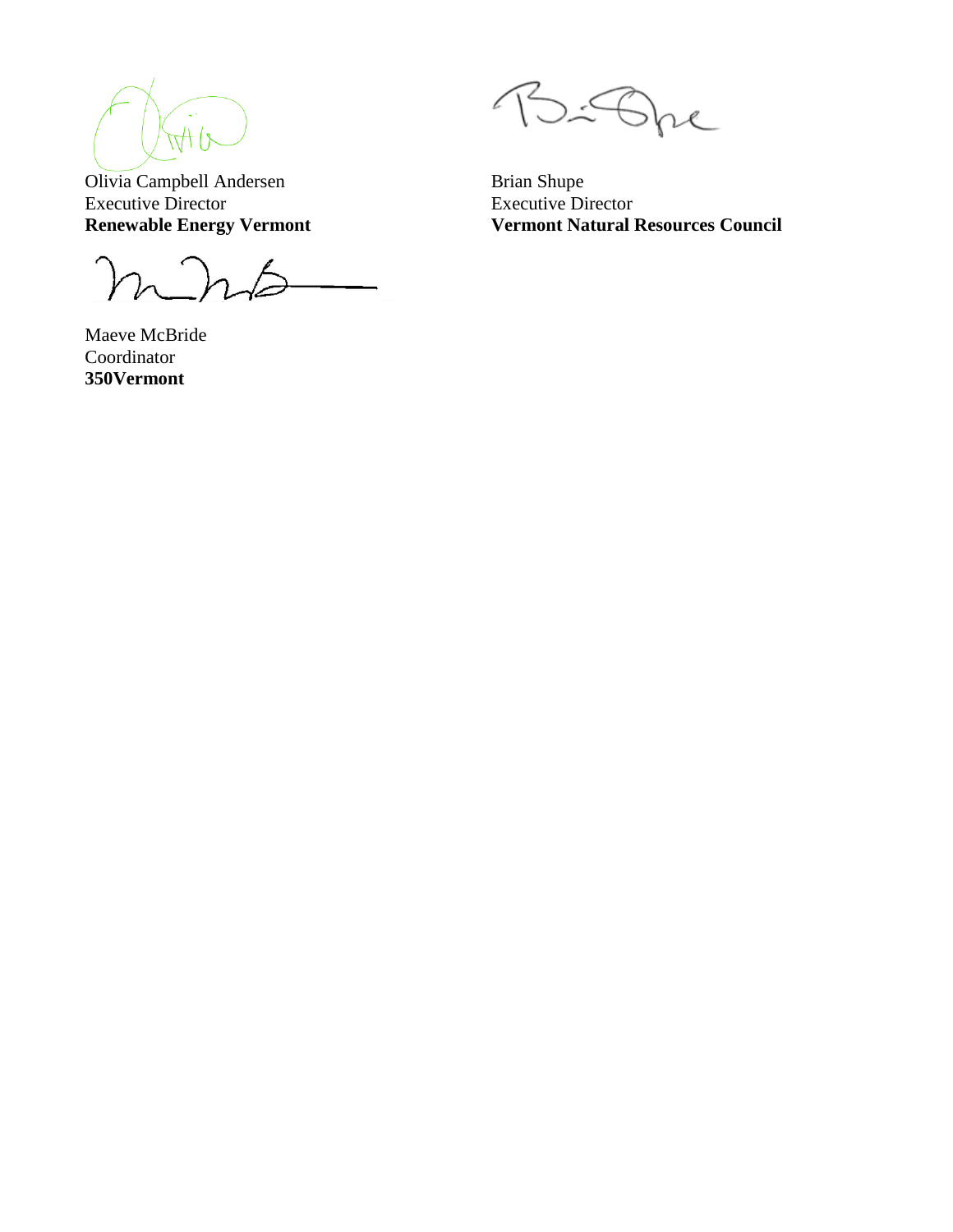Olivia Campbell Andersen
Executive Director
**Renewable Energy Vermont**

Brian Shupe
Executive Director
**Vermont Natural Resources Council**

Maeve McBride
Coordinator
**350Vermont**